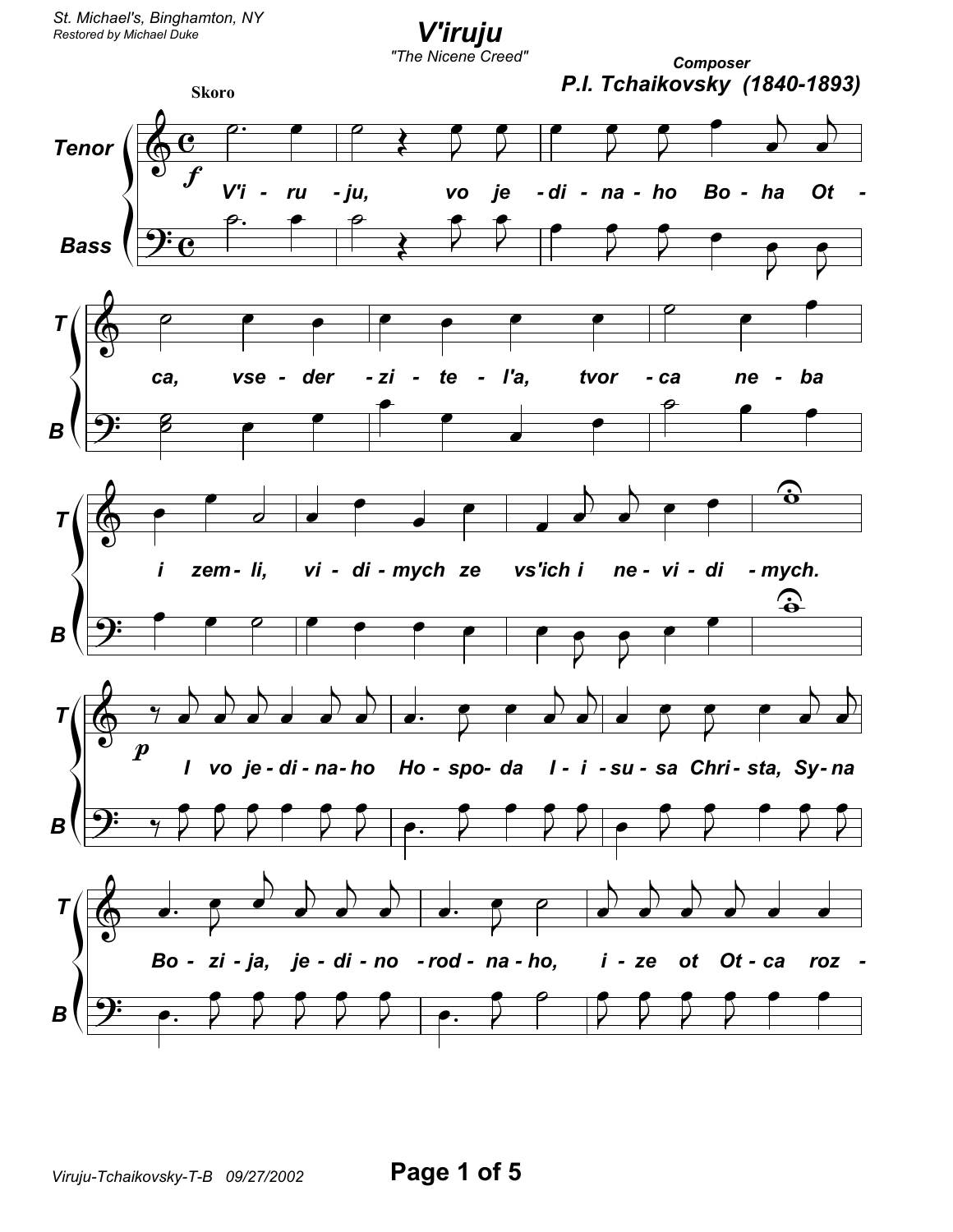St. Michael's, Binghamton, NY
Restored by Michael Duke

# V'iruju

"The Nicene Creed"

Composer
**P.I. Tchaikovsky (1840-1893)**

**Skoro**

Tenor / Bass

*f*

V'i - ru - ju, vo je - di - na - ho Bo - ha Ot - ca, vse - der - zi - te - l'a, tvor - ca ne - ba i zem - li, vi - di - mych ze vs'ich i ne - vi - di - mych.

*p*

I vo je - di - na - ho Ho - spo - da I - i - su - sa Chri - sta, Sy - na Bo - zi - ja, je - di - no - rod - na - ho, i - ze ot Ot - ca roz -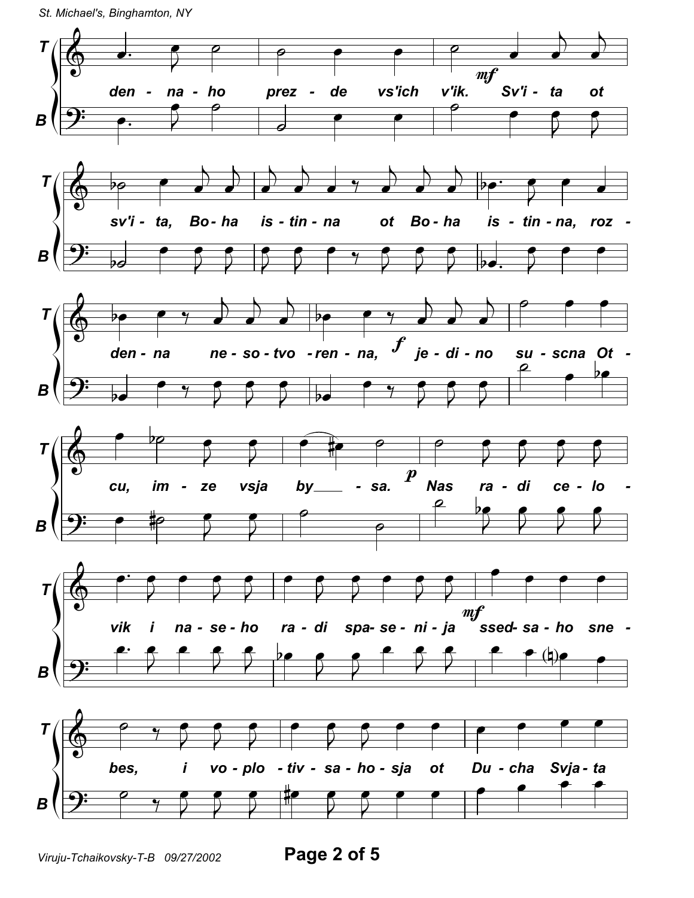den - na - ho prez - de vs'ich v'ik. *mf* Sv'i - ta ot

sv'i - ta, Bo - ha is - tin - na ot Bo - ha is - tin - na, roz -

den - na ne - so - tvo - ren - na, *f* je - di - no su - scna Ot -

cu, im - ze vsja by___ - sa. *p* Nas ra - di ce - lo -

vik i na - se - ho ra - di spa- se - ni - ja *mf* ssed- sa - ho sne -

bes, i vo - plo - tiv - sa - ho - sja ot Du - cha Svja - ta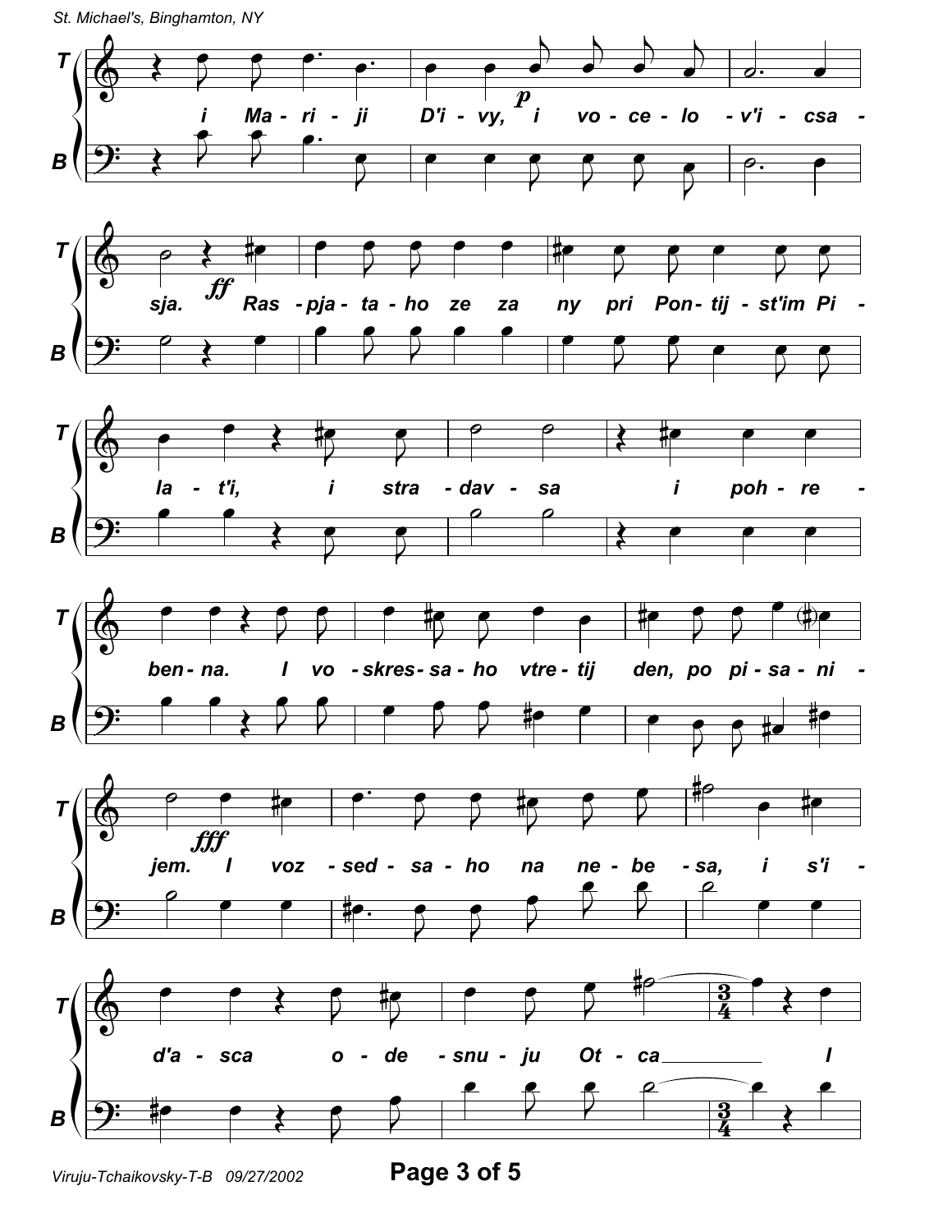i Ma - ri - ji D'i - vy, i vo - ce - lo - v'i - csa - sja. Ras - pja - ta - ho ze za ny pri Pon - tij - st'im Pi - la - t'i, i stra - dav - sa i poh - re - ben - na. I vo - skres - sa - ho vtre - tij den, po pi - sa - ni - jem. I voz - sed - sa - ho na ne - be - sa, i s'i - d'a - sca o - de - snu - ju Ot - ca ________ I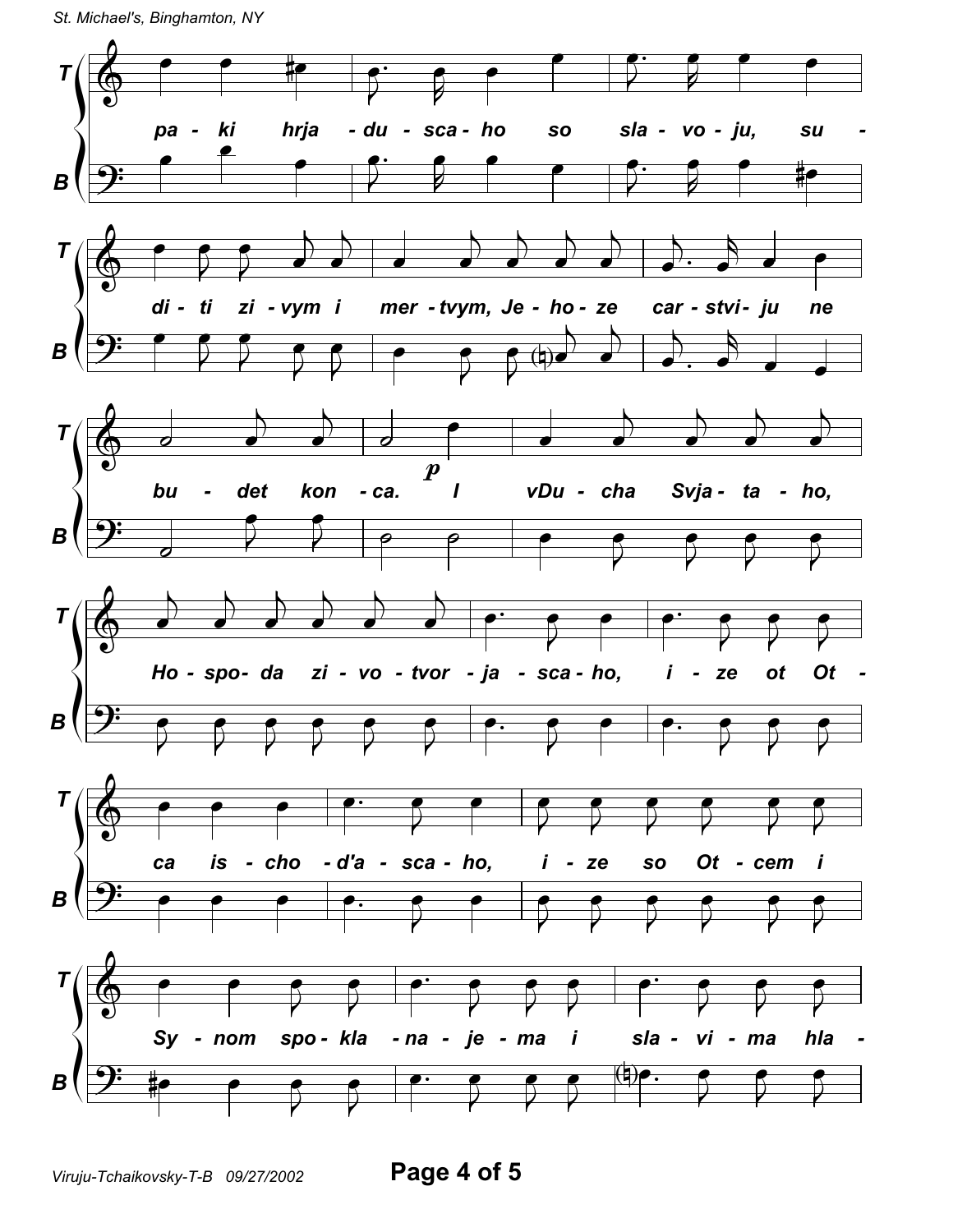pa - ki hrja - du - sca - ho so sla - vo - ju, su -

di - ti zi - vym i mer - tvym, Je - ho - ze car - stvi - ju ne

bu - det kon - ca. *p* I vDu - cha Svja - ta - ho,

Ho - spo - da zi - vo - tvor - ja - sca - ho, i - ze ot Ot -

ca is - cho - d'a - sca - ho, i - ze so Ot - cem i

Sy - nom spo - kla - na - je - ma i sla - vi - ma hla -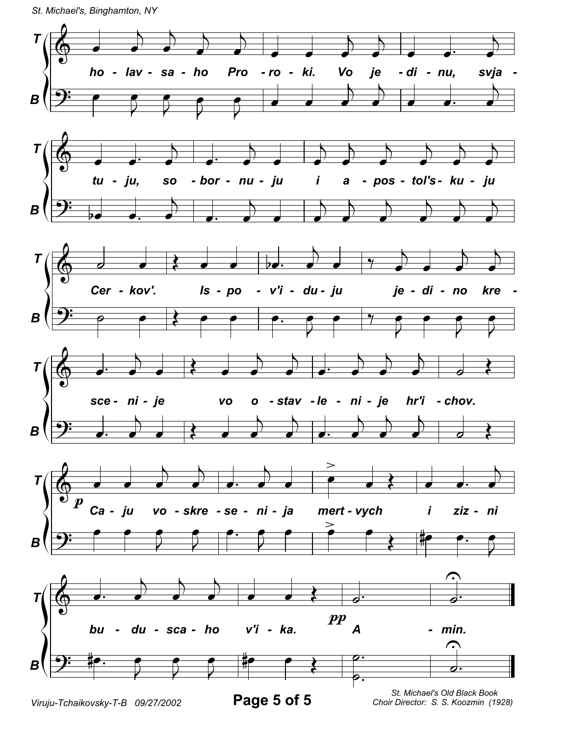ho - lav - sa - ho Pro - ro - ki. Vo je - di - nu, svja -

tu - ju, so - bor - nu - ju i a - pos - tol's - ku - ju

Cer - kov'. Is - po - v'i - du - ju je - di - no kre -

sce - ni - je vo o - stav - le - ni - je hr'i - chov.

*p* Ca - ju vo - skre - se - ni - ja mert - vych i ziz - ni

bu - du - sca - ho v'i - ka. *pp* A - min.